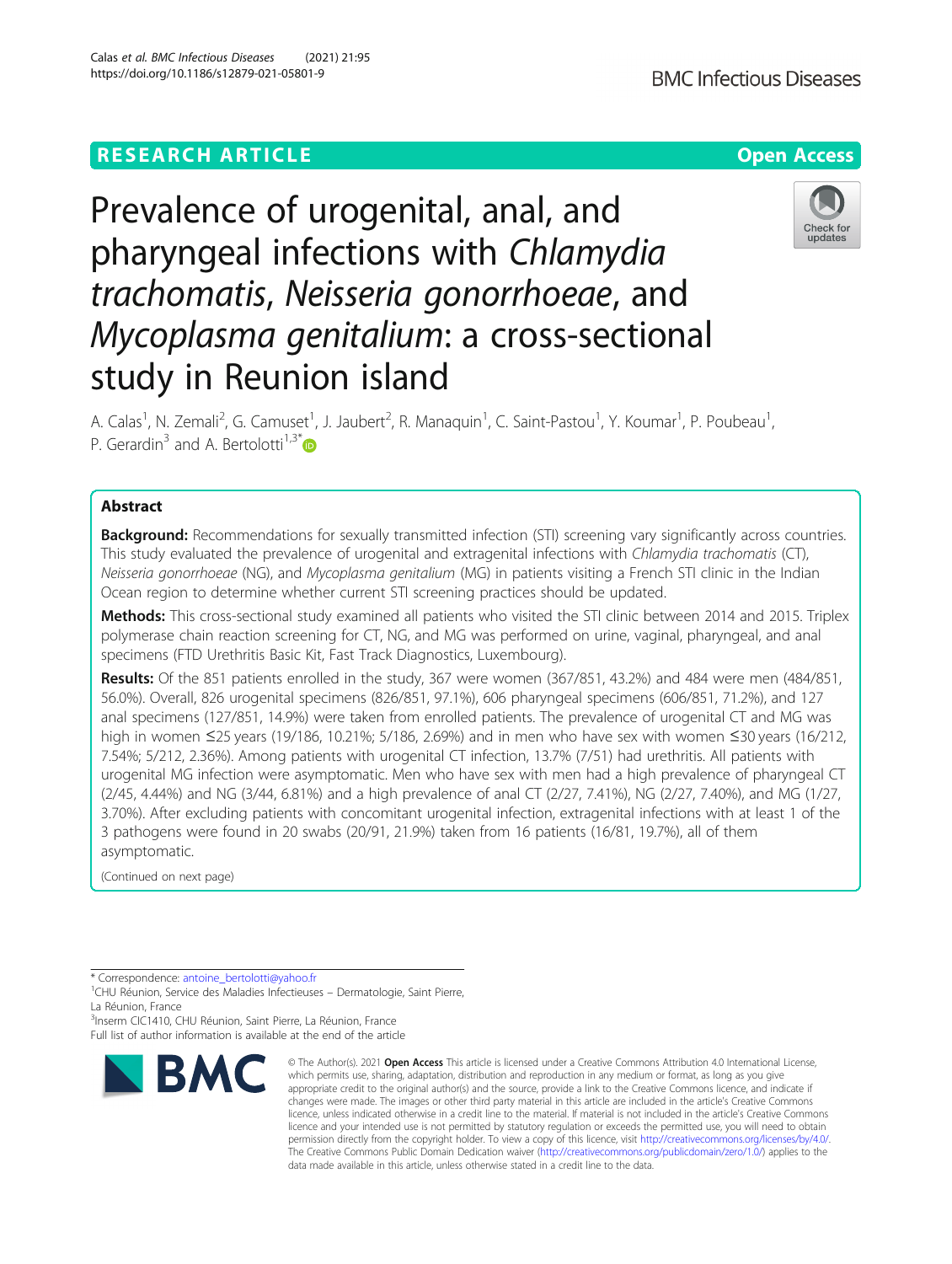RESEARCH ARTICLE

Open Access

# Prevalence of urogenital, anal, and pharyngeal infections with *Chlamydia trachomatis*, *Neisseria gonorrhoeae*, and *Mycoplasma genitalium*: a cross-sectional study in Reunion island

A. Calas[1], N. Zemali[2], G. Camuset[1], J. Jaubert[2], R. Manaquin[1], C. Saint-Pastou[1], Y. Koumar[1], P. Poubeau[1], P. Gerardin[3] and A. Bertolotti[1,3*]

## Abstract

**Background:** Recommendations for sexually transmitted infection (STI) screening vary significantly across countries. This study evaluated the prevalence of urogenital and extragenital infections with *Chlamydia trachomatis* (CT), *Neisseria gonorrhoeae* (NG), and *Mycoplasma genitalium* (MG) in patients visiting a French STI clinic in the Indian Ocean region to determine whether current STI screening practices should be updated.

**Methods:** This cross-sectional study examined all patients who visited the STI clinic between 2014 and 2015. Triplex polymerase chain reaction screening for CT, NG, and MG was performed on urine, vaginal, pharyngeal, and anal specimens (FTD Urethritis Basic Kit, Fast Track Diagnostics, Luxembourg).

**Results:** Of the 851 patients enrolled in the study, 367 were women (367/851, 43.2%) and 484 were men (484/851, 56.0%). Overall, 826 urogenital specimens (826/851, 97.1%), 606 pharyngeal specimens (606/851, 71.2%), and 127 anal specimens (127/851, 14.9%) were taken from enrolled patients. The prevalence of urogenital CT and MG was high in women ≤25 years (19/186, 10.21%; 5/186, 2.69%) and in men who have sex with women ≤30 years (16/212, 7.54%; 5/212, 2.36%). Among patients with urogenital CT infection, 13.7% (7/51) had urethritis. All patients with urogenital MG infection were asymptomatic. Men who have sex with men had a high prevalence of pharyngeal CT (2/45, 4.44%) and NG (3/44, 6.81%) and a high prevalence of anal CT (2/27, 7.41%), NG (2/27, 7.40%), and MG (1/27, 3.70%). After excluding patients with concomitant urogenital infection, extragenital infections with at least 1 of the 3 pathogens were found in 20 swabs (20/91, 21.9%) taken from 16 patients (16/81, 19.7%), all of them asymptomatic.

(Continued on next page)

\* Correspondence: antoine_bertolotti@yahoo.fr
[1]CHU Réunion, Service des Maladies Infectieuses – Dermatologie, Saint Pierre, La Réunion, France
[3]Inserm CIC1410, CHU Réunion, Saint Pierre, La Réunion, France
Full list of author information is available at the end of the article

© The Author(s). 2021 **Open Access** This article is licensed under a Creative Commons Attribution 4.0 International License, which permits use, sharing, adaptation, distribution and reproduction in any medium or format, as long as you give appropriate credit to the original author(s) and the source, provide a link to the Creative Commons licence, and indicate if changes were made. The images or other third party material in this article are included in the article's Creative Commons licence, unless indicated otherwise in a credit line to the material. If material is not included in the article's Creative Commons licence and your intended use is not permitted by statutory regulation or exceeds the permitted use, you will need to obtain permission directly from the copyright holder. To view a copy of this licence, visit http://creativecommons.org/licenses/by/4.0/. The Creative Commons Public Domain Dedication waiver (http://creativecommons.org/publicdomain/zero/1.0/) applies to the data made available in this article, unless otherwise stated in a credit line to the data.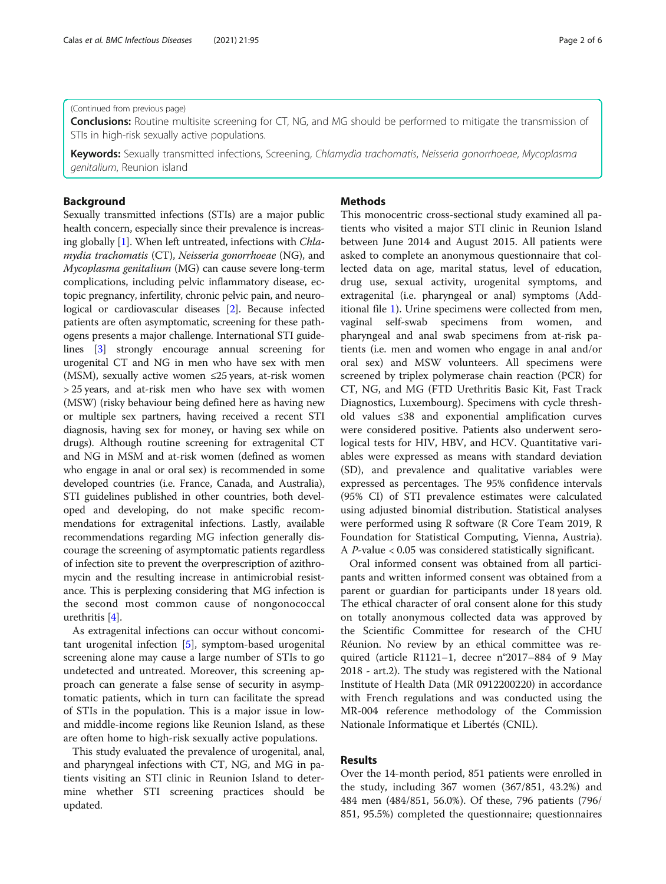(Continued from previous page)

**Conclusions:** Routine multisite screening for CT, NG, and MG should be performed to mitigate the transmission of STIs in high-risk sexually active populations.

**Keywords:** Sexually transmitted infections, Screening, *Chlamydia trachomatis*, *Neisseria gonorrhoeae*, *Mycoplasma genitalium*, Reunion island

## Background

Sexually transmitted infections (STIs) are a major public health concern, especially since their prevalence is increasing globally [1]. When left untreated, infections with *Chlamydia trachomatis* (CT), *Neisseria gonorrhoeae* (NG), and *Mycoplasma genitalium* (MG) can cause severe long-term complications, including pelvic inflammatory disease, ectopic pregnancy, infertility, chronic pelvic pain, and neurological or cardiovascular diseases [2]. Because infected patients are often asymptomatic, screening for these pathogens presents a major challenge. International STI guidelines [3] strongly encourage annual screening for urogenital CT and NG in men who have sex with men (MSM), sexually active women ≤25 years, at-risk women > 25 years, and at-risk men who have sex with women (MSW) (risky behaviour being defined here as having new or multiple sex partners, having received a recent STI diagnosis, having sex for money, or having sex while on drugs). Although routine screening for extragenital CT and NG in MSM and at-risk women (defined as women who engage in anal or oral sex) is recommended in some developed countries (i.e. France, Canada, and Australia), STI guidelines published in other countries, both developed and developing, do not make specific recommendations for extragenital infections. Lastly, available recommendations regarding MG infection generally discourage the screening of asymptomatic patients regardless of infection site to prevent the overprescription of azithromycin and the resulting increase in antimicrobial resistance. This is perplexing considering that MG infection is the second most common cause of nongonococcal urethritis [4].

As extragenital infections can occur without concomitant urogenital infection [5], symptom-based urogenital screening alone may cause a large number of STIs to go undetected and untreated. Moreover, this screening approach can generate a false sense of security in asymptomatic patients, which in turn can facilitate the spread of STIs in the population. This is a major issue in low- and middle-income regions like Reunion Island, as these are often home to high-risk sexually active populations.

This study evaluated the prevalence of urogenital, anal, and pharyngeal infections with CT, NG, and MG in patients visiting an STI clinic in Reunion Island to determine whether STI screening practices should be updated.

## Methods

This monocentric cross-sectional study examined all patients who visited a major STI clinic in Reunion Island between June 2014 and August 2015. All patients were asked to complete an anonymous questionnaire that collected data on age, marital status, level of education, drug use, sexual activity, urogenital symptoms, and extragenital (i.e. pharyngeal or anal) symptoms (Additional file 1). Urine specimens were collected from men, vaginal self-swab specimens from women, and pharyngeal and anal swab specimens from at-risk patients (i.e. men and women who engage in anal and/or oral sex) and MSW volunteers. All specimens were screened by triplex polymerase chain reaction (PCR) for CT, NG, and MG (FTD Urethritis Basic Kit, Fast Track Diagnostics, Luxembourg). Specimens with cycle threshold values ≤38 and exponential amplification curves were considered positive. Patients also underwent serological tests for HIV, HBV, and HCV. Quantitative variables were expressed as means with standard deviation (SD), and prevalence and qualitative variables were expressed as percentages. The 95% confidence intervals (95% CI) of STI prevalence estimates were calculated using adjusted binomial distribution. Statistical analyses were performed using R software (R Core Team 2019, R Foundation for Statistical Computing, Vienna, Austria). A $P$-value $< 0.05$ was considered statistically significant.

Oral informed consent was obtained from all participants and written informed consent was obtained from a parent or guardian for participants under 18 years old. The ethical character of oral consent alone for this study on totally anonymous collected data was approved by the Scientific Committee for research of the CHU Réunion. No review by an ethical committee was required (article R1121–1, decree n°2017–884 of 9 May 2018 - art.2). The study was registered with the National Institute of Health Data (MR 0912200220) in accordance with French regulations and was conducted using the MR-004 reference methodology of the Commission Nationale Informatique et Libertés (CNIL).

## Results

Over the 14-month period, 851 patients were enrolled in the study, including 367 women (367/851, 43.2%) and 484 men (484/851, 56.0%). Of these, 796 patients (796/851, 95.5%) completed the questionnaire; questionnaires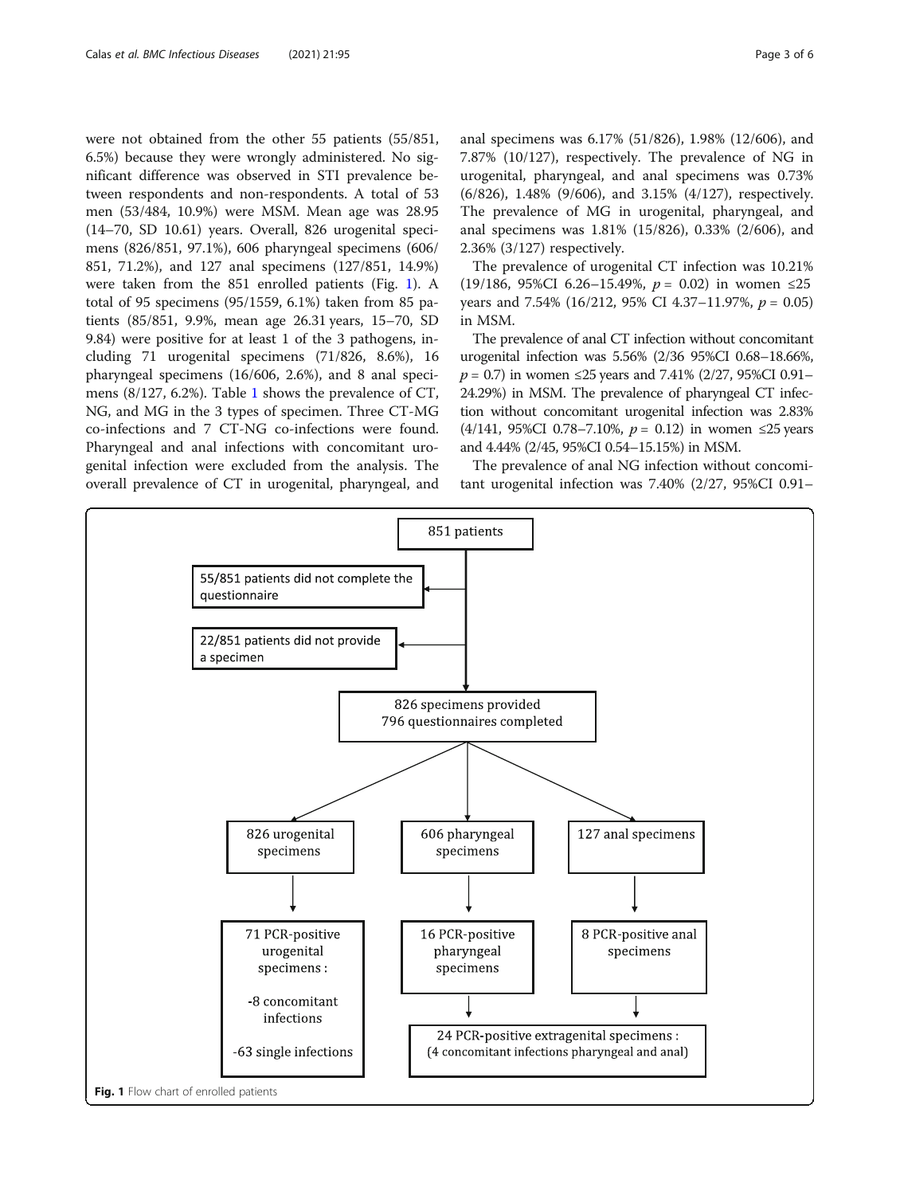were not obtained from the other 55 patients (55/851, 6.5%) because they were wrongly administered. No significant difference was observed in STI prevalence between respondents and non-respondents. A total of 53 men (53/484, 10.9%) were MSM. Mean age was 28.95 (14–70, SD 10.61) years. Overall, 826 urogenital specimens (826/851, 97.1%), 606 pharyngeal specimens (606/851, 71.2%), and 127 anal specimens (127/851, 14.9%) were taken from the 851 enrolled patients (Fig. 1). A total of 95 specimens (95/1559, 6.1%) taken from 85 patients (85/851, 9.9%, mean age 26.31 years, 15–70, SD 9.84) were positive for at least 1 of the 3 pathogens, including 71 urogenital specimens (71/826, 8.6%), 16 pharyngeal specimens (16/606, 2.6%), and 8 anal specimens (8/127, 6.2%). Table 1 shows the prevalence of CT, NG, and MG in the 3 types of specimen. Three CT-MG co-infections and 7 CT-NG co-infections were found. Pharyngeal and anal infections with concomitant urogenital infection were excluded from the analysis. The overall prevalence of CT in urogenital, pharyngeal, and anal specimens was 6.17% (51/826), 1.98% (12/606), and 7.87% (10/127), respectively. The prevalence of NG in urogenital, pharyngeal, and anal specimens was 0.73% (6/826), 1.48% (9/606), and 3.15% (4/127), respectively. The prevalence of MG in urogenital, pharyngeal, and anal specimens was 1.81% (15/826), 0.33% (2/606), and 2.36% (3/127) respectively.

The prevalence of urogenital CT infection was 10.21% (19/186, 95%CI 6.26–15.49%, $p = 0.02$) in women ≤25 years and 7.54% (16/212, 95% CI 4.37–11.97%, $p = 0.05$) in MSM.

The prevalence of anal CT infection without concomitant urogenital infection was 5.56% (2/36 95%CI 0.68–18.66%, $p = 0.7$) in women ≤25 years and 7.41% (2/27, 95%CI 0.91–24.29%) in MSM. The prevalence of pharyngeal CT infection without concomitant urogenital infection was 2.83% (4/141, 95%CI 0.78–7.10%, $p = 0.12$) in women ≤25 years and 4.44% (2/45, 95%CI 0.54–15.15%) in MSM.

The prevalence of anal NG infection without concomitant urogenital infection was 7.40% (2/27, 95%CI 0.91–

**Fig. 1** Flow chart of enrolled patients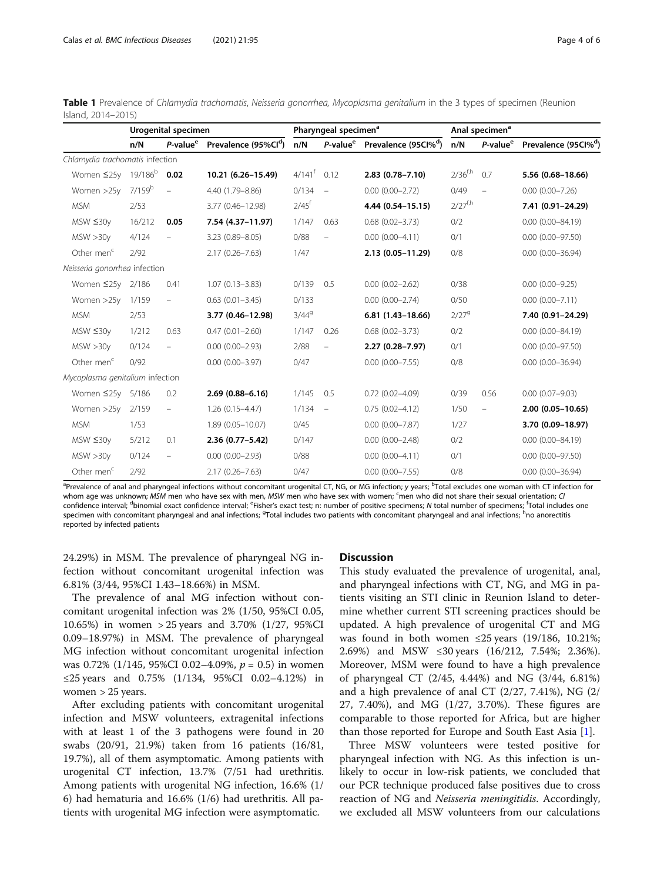**Table 1** Prevalence of *Chlamydia trachomatis*, *Neisseria gonorrhea*, *Mycoplasma genitalium* in the 3 types of specimen (Reunion Island, 2014–2015)

| | Urogenital specimen | | | Pharyngeal specimen[a] | | | Anal specimen[a] | | |
|---|---|---|---|---|---|---|---|---|---|
| | n/N | P-value[e] | Prevalence (95%CI[d]) | n/N | P-value[e] | Prevalence (95CI%[d]) | n/N | P-value[e] | Prevalence (95CI%[d]) |
| *Chlamydia trachomatis infection* | | | | | | | | | |
| Women ≤25y | 19/186[b] | **0.02** | **10.21 (6.26–15.49)** | 4/141[f] | 0.12 | **2.83 (0.78–7.10)** | 2/36[f,h] | 0.7 | **5.56 (0.68–18.66)** |
| Women >25y | 7/159[b] | – | 4.40 (1.79–8.86) | 0/134 | – | 0.00 (0.00–2.72) | 0/49 | – | 0.00 (0.00–7.26) |
| MSM | 2/53 | | 3.77 (0.46–12.98) | 2/45[f] | | **4.44 (0.54–15.15)** | 2/27[f,h] | | **7.41 (0.91–24.29)** |
| MSW ≤30y | 16/212 | **0.05** | **7.54 (4.37–11.97)** | 1/147 | 0.63 | 0.68 (0.02–3.73) | 0/2 | | 0.00 (0.00–84.19) |
| MSW >30y | 4/124 | – | 3.23 (0.89–8.05) | 0/88 | – | 0.00 (0.00–4.11) | 0/1 | | 0.00 (0.00–97.50) |
| Other men[c] | 2/92 | | 2.17 (0.26–7.63) | 1/47 | | **2.13 (0.05–11.29)** | 0/8 | | 0.00 (0.00–36.94) |
| *Neisseria gonorrhea infection* | | | | | | | | | |
| Women ≤25y | 2/186 | 0.41 | 1.07 (0.13–3.83) | 0/139 | 0.5 | 0.00 (0.02–2.62) | 0/38 | | 0.00 (0.00–9.25) |
| Women >25y | 1/159 | – | 0.63 (0.01–3.45) | 0/133 | | 0.00 (0.00–2.74) | 0/50 | | 0.00 (0.00–7.11) |
| MSM | 2/53 | | **3.77 (0.46–12.98)** | 3/44[g] | | **6.81 (1.43–18.66)** | 2/27[g] | | **7.40 (0.91–24.29)** |
| MSW ≤30y | 1/212 | 0.63 | 0.47 (0.01–2.60) | 1/147 | 0.26 | 0.68 (0.02–3.73) | 0/2 | | 0.00 (0.00–84.19) |
| MSW >30y | 0/124 | – | 0.00 (0.00–2.93) | 2/88 | – | **2.27 (0.28–7.97)** | 0/1 | | 0.00 (0.00–97.50) |
| Other men[c] | 0/92 | | 0.00 (0.00–3.97) | 0/47 | | 0.00 (0.00–7.55) | 0/8 | | 0.00 (0.00–36.94) |
| *Mycoplasma genitalium infection* | | | | | | | | | |
| Women ≤25y | 5/186 | 0.2 | **2.69 (0.88–6.16)** | 1/145 | 0.5 | 0.72 (0.02–4.09) | 0/39 | 0.56 | 0.00 (0.07–9.03) |
| Women >25y | 2/159 | – | 1.26 (0.15–4.47) | 1/134 | – | 0.75 (0.02–4.12) | 1/50 | – | **2.00 (0.05–10.65)** |
| MSM | 1/53 | | 1.89 (0.05–10.07) | 0/45 | | 0.00 (0.00–7.87) | 1/27 | | **3.70 (0.09–18.97)** |
| MSW ≤30y | 5/212 | 0.1 | **2.36 (0.77–5.42)** | 0/147 | | 0.00 (0.00–2.48) | 0/2 | | 0.00 (0.00–84.19) |
| MSW >30y | 0/124 | – | 0.00 (0.00–2.93) | 0/88 | | 0.00 (0.00–4.11) | 0/1 | | 0.00 (0.00–97.50) |
| Other men[c] | 2/92 | | 2.17 (0.26–7.63) | 0/47 | | 0.00 (0.00–7.55) | 0/8 | | 0.00 (0.00–36.94) |

[a]Prevalence of anal and pharyngeal infections without concomitant urogenital CT, NG, or MG infection; *y* years; [b]Total excludes one woman with CT infection for whom age was unknown; *MSM* men who have sex with men, *MSW* men who have sex with women; [c]men who did not share their sexual orientation; *CI* confidence interval; [d]binomial exact confidence interval; [e]Fisher's exact test; n: number of positive specimens; *N* total number of specimens; [f]Total includes one specimen with concomitant pharyngeal and anal infections; [g]Total includes two patients with concomitant pharyngeal and anal infections; [h]no anorectitis reported by infected patients

24.29%) in MSM. The prevalence of pharyngeal NG infection without concomitant urogenital infection was 6.81% (3/44, 95%CI 1.43–18.66%) in MSM.

The prevalence of anal MG infection without concomitant urogenital infection was 2% (1/50, 95%CI 0.05, 10.65%) in women > 25 years and 3.70% (1/27, 95%CI 0.09–18.97%) in MSM. The prevalence of pharyngeal MG infection without concomitant urogenital infection was 0.72% (1/145, 95%CI 0.02–4.09%, $p = 0.5$) in women ≤25 years and 0.75% (1/134, 95%CI 0.02–4.12%) in women > 25 years.

After excluding patients with concomitant urogenital infection and MSW volunteers, extragenital infections with at least 1 of the 3 pathogens were found in 20 swabs (20/91, 21.9%) taken from 16 patients (16/81, 19.7%), all of them asymptomatic. Among patients with urogenital CT infection, 13.7% (7/51 had urethritis. Among patients with urogenital NG infection, 16.6% (1/6) had hematuria and 16.6% (1/6) had urethritis. All patients with urogenital MG infection were asymptomatic.

## Discussion

This study evaluated the prevalence of urogenital, anal, and pharyngeal infections with CT, NG, and MG in patients visiting an STI clinic in Reunion Island to determine whether current STI screening practices should be updated. A high prevalence of urogenital CT and MG was found in both women ≤25 years (19/186, 10.21%; 2.69%) and MSW ≤30 years (16/212, 7.54%; 2.36%). Moreover, MSM were found to have a high prevalence of pharyngeal CT (2/45, 4.44%) and NG (3/44, 6.81%) and a high prevalence of anal CT (2/27, 7.41%), NG (2/27, 7.40%), and MG (1/27, 3.70%). These figures are comparable to those reported for Africa, but are higher than those reported for Europe and South East Asia [1].

Three MSW volunteers were tested positive for pharyngeal infection with NG. As this infection is unlikely to occur in low-risk patients, we concluded that our PCR technique produced false positives due to cross reaction of NG and *Neisseria meningitidis*. Accordingly, we excluded all MSW volunteers from our calculations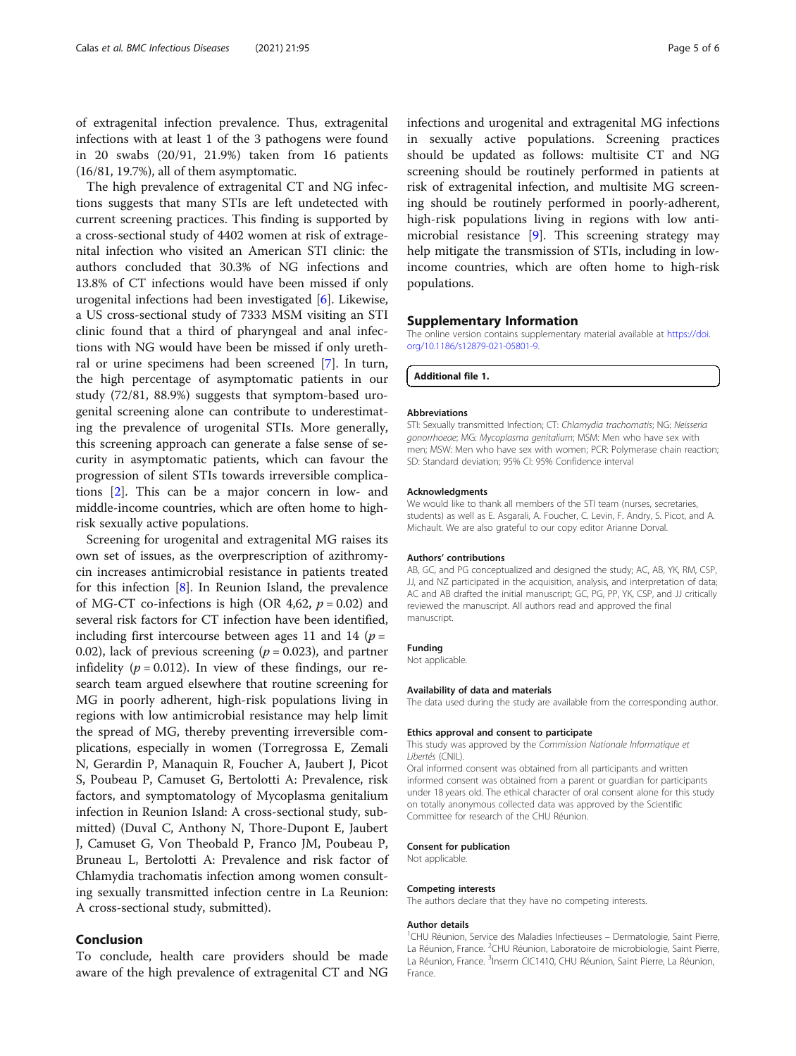of extragenital infection prevalence. Thus, extragenital infections with at least 1 of the 3 pathogens were found in 20 swabs (20/91, 21.9%) taken from 16 patients (16/81, 19.7%), all of them asymptomatic.

The high prevalence of extragenital CT and NG infections suggests that many STIs are left undetected with current screening practices. This finding is supported by a cross-sectional study of 4402 women at risk of extragenital infection who visited an American STI clinic: the authors concluded that 30.3% of NG infections and 13.8% of CT infections would have been missed if only urogenital infections had been investigated [6]. Likewise, a US cross-sectional study of 7333 MSM visiting an STI clinic found that a third of pharyngeal and anal infections with NG would have been be missed if only urethral or urine specimens had been screened [7]. In turn, the high percentage of asymptomatic patients in our study (72/81, 88.9%) suggests that symptom-based urogenital screening alone can contribute to underestimating the prevalence of urogenital STIs. More generally, this screening approach can generate a false sense of security in asymptomatic patients, which can favour the progression of silent STIs towards irreversible complications [2]. This can be a major concern in low- and middle-income countries, which are often home to high-risk sexually active populations.

Screening for urogenital and extragenital MG raises its own set of issues, as the overprescription of azithromycin increases antimicrobial resistance in patients treated for this infection [8]. In Reunion Island, the prevalence of MG-CT co-infections is high (OR 4,62, $p = 0.02$) and several risk factors for CT infection have been identified, including first intercourse between ages 11 and 14 ($p = 0.02$), lack of previous screening ($p = 0.023$), and partner infidelity ($p = 0.012$). In view of these findings, our research team argued elsewhere that routine screening for MG in poorly adherent, high-risk populations living in regions with low antimicrobial resistance may help limit the spread of MG, thereby preventing irreversible complications, especially in women (Torregrossa E, Zemali N, Gerardin P, Manaquin R, Foucher A, Jaubert J, Picot S, Poubeau P, Camuset G, Bertolotti A: Prevalence, risk factors, and symptomatology of Mycoplasma genitalium infection in Reunion Island: A cross-sectional study, submitted) (Duval C, Anthony N, Thore-Dupont E, Jaubert J, Camuset G, Von Theobald P, Franco JM, Poubeau P, Bruneau L, Bertolotti A: Prevalence and risk factor of Chlamydia trachomatis infection among women consulting sexually transmitted infection centre in La Reunion: A cross-sectional study, submitted).

## Conclusion

To conclude, health care providers should be made aware of the high prevalence of extragenital CT and NG infections and urogenital and extragenital MG infections in sexually active populations. Screening practices should be updated as follows: multisite CT and NG screening should be routinely performed in patients at risk of extragenital infection, and multisite MG screening should be routinely performed in poorly-adherent, high-risk populations living in regions with low antimicrobial resistance [9]. This screening strategy may help mitigate the transmission of STIs, including in low-income countries, which are often home to high-risk populations.

## Supplementary Information

The online version contains supplementary material available at https://doi.org/10.1186/s12879-021-05801-9.

**Additional file 1.**

### Abbreviations

STI: Sexually transmitted Infection; CT: *Chlamydia trachomatis*; NG: *Neisseria gonorrhoeae*; MG: *Mycoplasma genitalium*; MSM: Men who have sex with men; MSW: Men who have sex with women; PCR: Polymerase chain reaction; SD: Standard deviation; 95% CI: 95% Confidence interval

### Acknowledgments

We would like to thank all members of the STI team (nurses, secretaries, students) as well as E. Asgarali, A. Foucher, C. Levin, F. Andry, S. Picot, and A. Michault. We are also grateful to our copy editor Arianne Dorval.

### Authors' contributions

AB, GC, and PG conceptualized and designed the study; AC, AB, YK, RM, CSP, JJ, and NZ participated in the acquisition, analysis, and interpretation of data; AC and AB drafted the initial manuscript; GC, PG, PP, YK, CSP, and JJ critically reviewed the manuscript. All authors read and approved the final manuscript.

### Funding

Not applicable.

### Availability of data and materials

The data used during the study are available from the corresponding author.

### Ethics approval and consent to participate

This study was approved by the *Commission Nationale Informatique et Libertés* (CNIL).

Oral informed consent was obtained from all participants and written informed consent was obtained from a parent or guardian for participants under 18 years old. The ethical character of oral consent alone for this study on totally anonymous collected data was approved by the Scientific Committee for research of the CHU Réunion.

### Consent for publication

Not applicable.

### Competing interests

The authors declare that they have no competing interests.

### Author details

[1]CHU Réunion, Service des Maladies Infectieuses – Dermatologie, Saint Pierre, La Réunion, France. [2]CHU Réunion, Laboratoire de microbiologie, Saint Pierre, La Réunion, France. [3]Inserm CIC1410, CHU Réunion, Saint Pierre, La Réunion, France.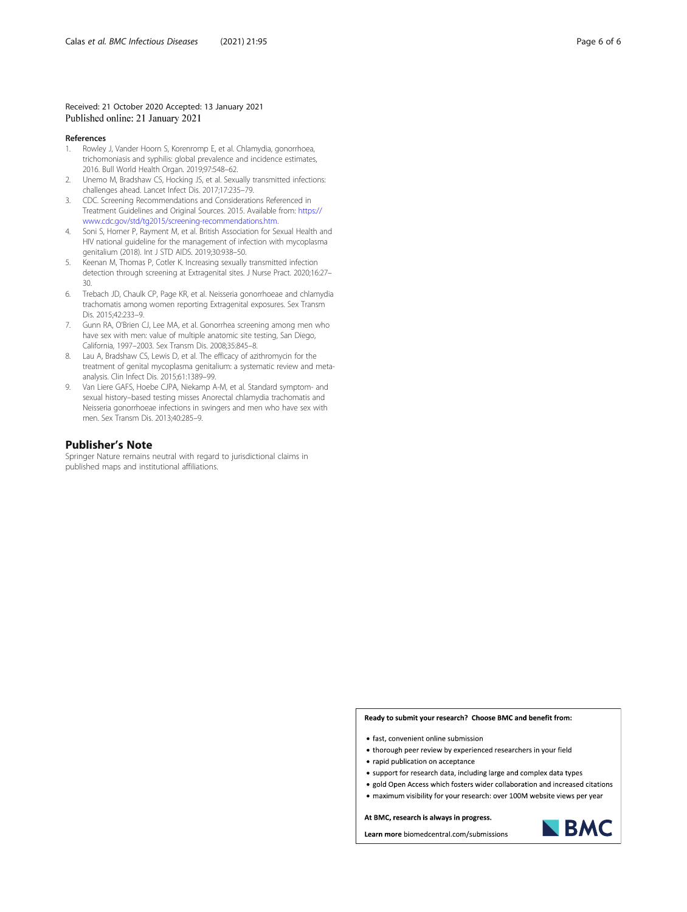Received: 21 October 2020 Accepted: 13 January 2021
Published online: 21 January 2021

### References

1. Rowley J, Vander Hoorn S, Korenromp E, et al. Chlamydia, gonorrhoea, trichomoniasis and syphilis: global prevalence and incidence estimates, 2016. Bull World Health Organ. 2019;97:548–62.
2. Unemo M, Bradshaw CS, Hocking JS, et al. Sexually transmitted infections: challenges ahead. Lancet Infect Dis. 2017;17:235–79.
3. CDC. Screening Recommendations and Considerations Referenced in Treatment Guidelines and Original Sources. 2015. Available from: https://www.cdc.gov/std/tg2015/screening-recommendations.htm.
4. Soni S, Horner P, Rayment M, et al. British Association for Sexual Health and HIV national guideline for the management of infection with mycoplasma genitalium (2018). Int J STD AIDS. 2019;30:938–50.
5. Keenan M, Thomas P, Cotler K. Increasing sexually transmitted infection detection through screening at Extragenital sites. J Nurse Pract. 2020;16:27–30.
6. Trebach JD, Chaulk CP, Page KR, et al. Neisseria gonorrhoeae and chlamydia trachomatis among women reporting Extragenital exposures. Sex Transm Dis. 2015;42:233–9.
7. Gunn RA, O'Brien CJ, Lee MA, et al. Gonorrhea screening among men who have sex with men: value of multiple anatomic site testing, San Diego, California, 1997–2003. Sex Transm Dis. 2008;35:845–8.
8. Lau A, Bradshaw CS, Lewis D, et al. The efficacy of azithromycin for the treatment of genital mycoplasma genitalium: a systematic review and meta-analysis. Clin Infect Dis. 2015;61:1389–99.
9. Van Liere GAFS, Hoebe CJPA, Niekamp A-M, et al. Standard symptom- and sexual history–based testing misses Anorectal chlamydia trachomatis and Neisseria gonorrhoeae infections in swingers and men who have sex with men. Sex Transm Dis. 2013;40:285–9.

## Publisher's Note

Springer Nature remains neutral with regard to jurisdictional claims in published maps and institutional affiliations.

**Ready to submit your research? Choose BMC and benefit from:**

- fast, convenient online submission
- thorough peer review by experienced researchers in your field
- rapid publication on acceptance
- support for research data, including large and complex data types
- gold Open Access which fosters wider collaboration and increased citations
- maximum visibility for your research: over 100M website views per year

**At BMC, research is always in progress.**

**Learn more** biomedcentral.com/submissions

BMC